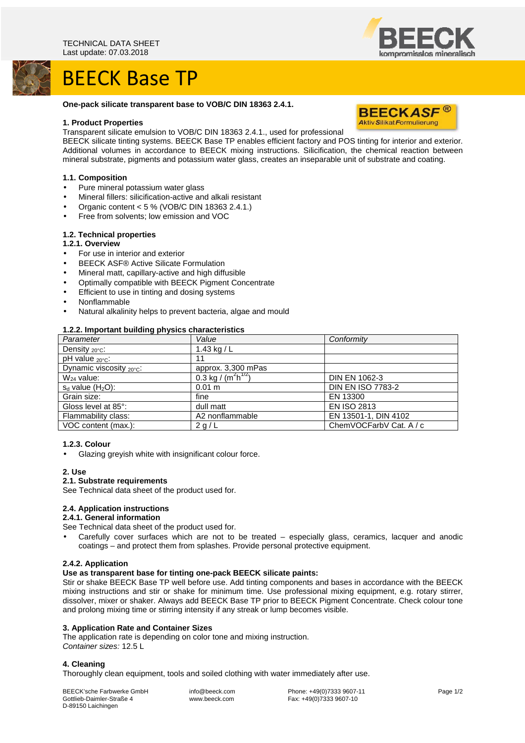TECHNICAL DATA SHEET
Last update: 07.03.2018

# BEECK Base TP

**One-pack silicate transparent base to VOB/C DIN 18363 2.4.1.**

## 1. Product Properties

Transparent silicate emulsion to VOB/C DIN 18363 2.4.1., used for professional BEECK silicate tinting systems. BEECK Base TP enables efficient factory and POS tinting for interior and exterior. Additional volumes in accordance to BEECK mixing instructions. Silicification, the chemical reaction between mineral substrate, pigments and potassium water glass, creates an inseparable unit of substrate and coating.

### 1.1. Composition

- Pure mineral potassium water glass
- Mineral fillers: silicification-active and alkali resistant
- Organic content < 5 % (VOB/C DIN 18363 2.4.1.)
- Free from solvents; low emission and VOC

### 1.2. Technical properties

#### 1.2.1. Overview

- For use in interior and exterior
- BEECK ASF® Active Silicate Formulation
- Mineral matt, capillary-active and high diffusible
- Optimally compatible with BEECK Pigment Concentrate
- Efficient to use in tinting and dosing systems
- Nonflammable
- Natural alkalinity helps to prevent bacteria, algae and mould

#### 1.2.2. Important building physics characteristics

| *Parameter* | *Value* | *Conformity* |
|---|---|---|
| Density $_{20°C}$: | 1.43 kg / L | |
| pH value $_{20°C}$: | 11 | |
| Dynamic viscosity $_{20°C}$: | approx. 3,300 mPas | |
| $W_{24}$ value: | 0.3 kg / ($m^2h^{1/2}$) | DIN EN 1062-3 |
| $s_d$ value ($H_2O$): | 0.01 m | DIN EN ISO 7783-2 |
| Grain size: | fine | EN 13300 |
| Gloss level at 85°: | dull matt | EN ISO 2813 |
| Flammability class: | A2 nonflammable | EN 13501-1, DIN 4102 |
| VOC content (max.): | 2 g / L | ChemVOCFarbV Cat. A / c |

#### 1.2.3. Colour

- Glazing greyish white with insignificant colour force.

## 2. Use

### 2.1. Substrate requirements

See Technical data sheet of the product used for.

### 2.4. Application instructions

#### 2.4.1. General information

See Technical data sheet of the product used for.

- Carefully cover surfaces which are not to be treated – especially glass, ceramics, lacquer and anodic coatings – and protect them from splashes. Provide personal protective equipment.

#### 2.4.2. Application

**Use as transparent base for tinting one-pack BEECK silicate paints:**

Stir or shake BEECK Base TP well before use. Add tinting components and bases in accordance with the BEECK mixing instructions and stir or shake for minimum time. Use professional mixing equipment, e.g. rotary stirrer, dissolver, mixer or shaker. Always add BEECK Base TP prior to BEECK Pigment Concentrate. Check colour tone and prolong mixing time or stirring intensity if any streak or lump becomes visible.

## 3. Application Rate and Container Sizes

The application rate is depending on color tone and mixing instruction.
*Container sizes:* 12.5 L

## 4. Cleaning

Thoroughly clean equipment, tools and soiled clothing with water immediately after use.

BEECK'sche Farbwerke GmbH
Gottlieb-Daimler-Straße 4
D-89150 Laichingen

info@beeck.com
www.beeck.com

Phone: +49(0)7333 9607-11
Fax: +49(0)7333 9607-10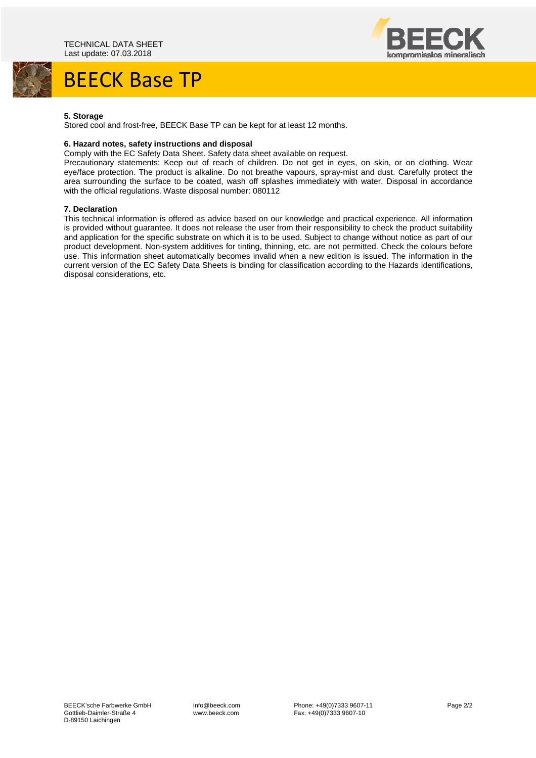# BEECK Base TP

### 5. Storage

Stored cool and frost-free, BEECK Base TP can be kept for at least 12 months.

### 6. Hazard notes, safety instructions and disposal

Comply with the EC Safety Data Sheet. Safety data sheet available on request.

Precautionary statements: Keep out of reach of children. Do not get in eyes, on skin, or on clothing. Wear eye/face protection. The product is alkaline. Do not breathe vapours, spray-mist and dust. Carefully protect the area surrounding the surface to be coated, wash off splashes immediately with water. Disposal in accordance with the official regulations. Waste disposal number: 080112

### 7. Declaration

This technical information is offered as advice based on our knowledge and practical experience. All information is provided without guarantee. It does not release the user from their responsibility to check the product suitability and application for the specific substrate on which it is to be used. Subject to change without notice as part of our product development. Non-system additives for tinting, thinning, etc. are not permitted. Check the colours before use. This information sheet automatically becomes invalid when a new edition is issued. The information in the current version of the EC Safety Data Sheets is binding for classification according to the Hazards identifications, disposal considerations, etc.

BEECK'sche Farbwerke GmbH
Gottlieb-Daimler-Straße 4
D-89150 Laichingen

info@beeck.com
www.beeck.com

Phone: +49(0)7333 9607-11
Fax: +49(0)7333 9607-10